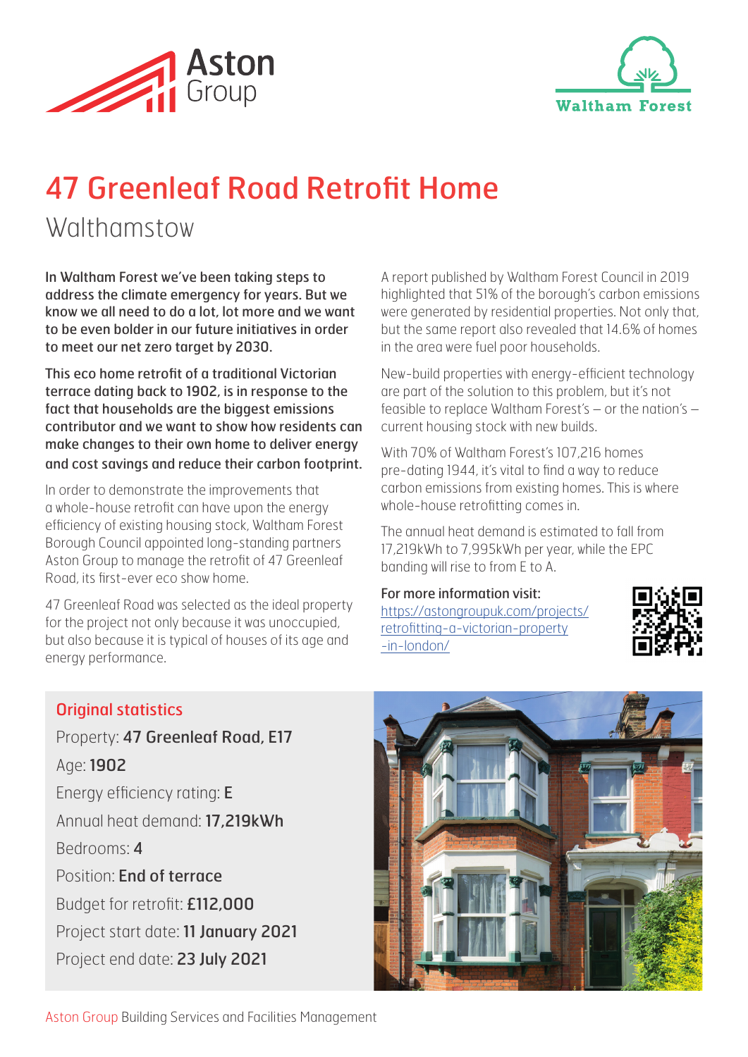# 47 Greenleaf Road Retrofit Home

## Walthamstow

**In Waltham Forest we've been taking steps to address the climate emergency for years. But we know we all need to do a lot, lot more and we want to be even bolder in our future initiatives in order to meet our net zero target by 2030.**

**This eco home retrofit of a traditional Victorian terrace dating back to 1902, is in response to the fact that households are the biggest emissions contributor and we want to show how residents can make changes to their own home to deliver energy and cost savings and reduce their carbon footprint.**

In order to demonstrate the improvements that a whole-house retrofit can have upon the energy efficiency of existing housing stock, Waltham Forest Borough Council appointed long-standing partners Aston Group to manage the retrofit of 47 Greenleaf Road, its first-ever eco show home.

47 Greenleaf Road was selected as the ideal property for the project not only because it was unoccupied, but also because it is typical of houses of its age and energy performance.

A report published by Waltham Forest Council in 2019 highlighted that 51% of the borough's carbon emissions were generated by residential properties. Not only that, but the same report also revealed that 14.6% of homes in the area were fuel poor households.

New-build properties with energy-efficient technology are part of the solution to this problem, but it's not feasible to replace Waltham Forest's – or the nation's – current housing stock with new builds.

With 70% of Waltham Forest's 107,216 homes pre-dating 1944, it's vital to find a way to reduce carbon emissions from existing homes. This is where whole-house retrofitting comes in.

The annual heat demand is estimated to fall from 17,219kWh to 7,995kWh per year, while the EPC banding will rise to from E to A.

**For more information visit:**
https://astongroupuk.com/projects/retrofitting-a-victorian-property-in-london/

### Original statistics

Property: **47 Greenleaf Road, E17**

Age: **1902**

Energy efficiency rating: **E**

Annual heat demand: **17,219kWh**

Bedrooms: **4**

Position: **End of terrace**

Budget for retrofit: **£112,000**

Project start date: **11 January 2021**

Project end date: **23 July 2021**

Aston Group Building Services and Facilities Management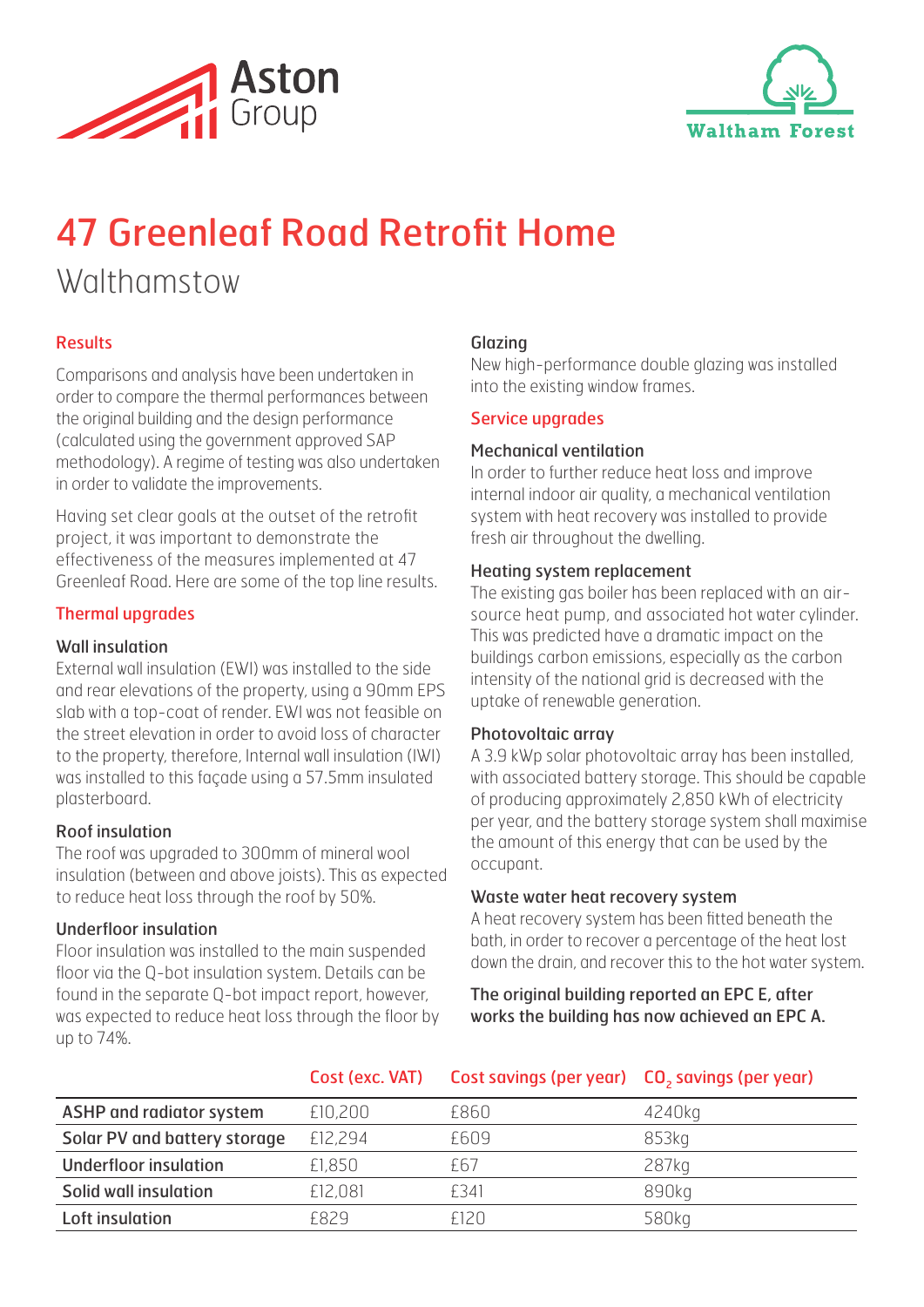Aston Group

Waltham Forest

# 47 Greenleaf Road Retrofit Home

## Walthamstow

### Results

Comparisons and analysis have been undertaken in order to compare the thermal performances between the original building and the design performance (calculated using the government approved SAP methodology). A regime of testing was also undertaken in order to validate the improvements.

Having set clear goals at the outset of the retrofit project, it was important to demonstrate the effectiveness of the measures implemented at 47 Greenleaf Road. Here are some of the top line results.

### Thermal upgrades

#### Wall insulation

External wall insulation (EWI) was installed to the side and rear elevations of the property, using a 90mm EPS slab with a top-coat of render. EWI was not feasible on the street elevation in order to avoid loss of character to the property, therefore, Internal wall insulation (IWI) was installed to this façade using a 57.5mm insulated plasterboard.

#### Roof insulation

The roof was upgraded to 300mm of mineral wool insulation (between and above joists). This as expected to reduce heat loss through the roof by 50%.

#### Underfloor insulation

Floor insulation was installed to the main suspended floor via the Q-bot insulation system. Details can be found in the separate Q-bot impact report, however, was expected to reduce heat loss through the floor by up to 74%.

#### Glazing

New high-performance double glazing was installed into the existing window frames.

### Service upgrades

#### Mechanical ventilation

In order to further reduce heat loss and improve internal indoor air quality, a mechanical ventilation system with heat recovery was installed to provide fresh air throughout the dwelling.

#### Heating system replacement

The existing gas boiler has been replaced with an air-source heat pump, and associated hot water cylinder. This was predicted have a dramatic impact on the buildings carbon emissions, especially as the carbon intensity of the national grid is decreased with the uptake of renewable generation.

#### Photovoltaic array

A 3.9 kWp solar photovoltaic array has been installed, with associated battery storage. This should be capable of producing approximately 2,850 kWh of electricity per year, and the battery storage system shall maximise the amount of this energy that can be used by the occupant.

#### Waste water heat recovery system

A heat recovery system has been fitted beneath the bath, in order to recover a percentage of the heat lost down the drain, and recover this to the hot water system.

**The original building reported an EPC E, after works the building has now achieved an EPC A.**

| | Cost (exc. VAT) | Cost savings (per year) | $CO_2$ savings (per year) |
|---|---|---|---|
| **ASHP and radiator system** | £10,200 | £860 | 4240kg |
| **Solar PV and battery storage** | £12,294 | £609 | 853kg |
| **Underfloor insulation** | £1,850 | £67 | 287kg |
| **Solid wall insulation** | £12,081 | £341 | 890kg |
| **Loft insulation** | £829 | £120 | 580kg |